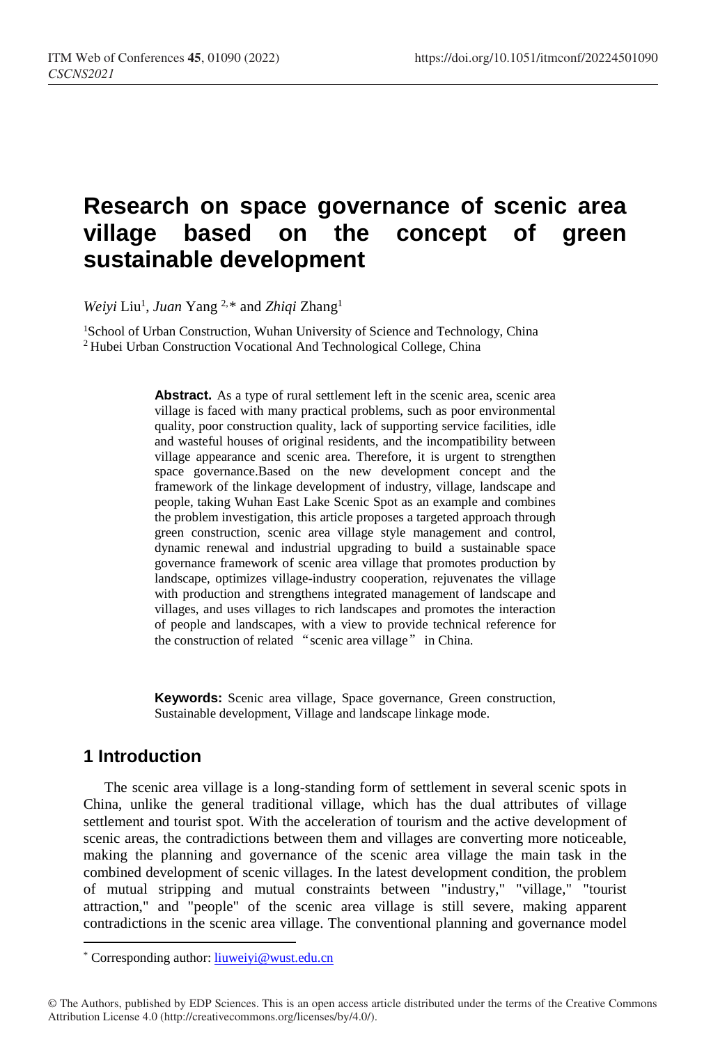# Research on space governance of scenic area village based on the concept of green sustainable development

*Weiyi* Liu[1], *Juan* Yang [2,*] and *Zhiqi* Zhang[1]

[1]School of Urban Construction, Wuhan University of Science and Technology, China
[2] Hubei Urban Construction Vocational And Technological College, China

**Abstract.** As a type of rural settlement left in the scenic area, scenic area village is faced with many practical problems, such as poor environmental quality, poor construction quality, lack of supporting service facilities, idle and wasteful houses of original residents, and the incompatibility between village appearance and scenic area. Therefore, it is urgent to strengthen space governance.Based on the new development concept and the framework of the linkage development of industry, village, landscape and people, taking Wuhan East Lake Scenic Spot as an example and combines the problem investigation, this article proposes a targeted approach through green construction, scenic area village style management and control, dynamic renewal and industrial upgrading to build a sustainable space governance framework of scenic area village that promotes production by landscape, optimizes village-industry cooperation, rejuvenates the village with production and strengthens integrated management of landscape and villages, and uses villages to rich landscapes and promotes the interaction of people and landscapes, with a view to provide technical reference for the construction of related "scenic area village" in China.

**Keywords:** Scenic area village, Space governance, Green construction, Sustainable development, Village and landscape linkage mode.

## 1 Introduction

The scenic area village is a long-standing form of settlement in several scenic spots in China, unlike the general traditional village, which has the dual attributes of village settlement and tourist spot. With the acceleration of tourism and the active development of scenic areas, the contradictions between them and villages are converting more noticeable, making the planning and governance of the scenic area village the main task in the combined development of scenic villages. In the latest development condition, the problem of mutual stripping and mutual constraints between "industry," "village," "tourist attraction," and "people" of the scenic area village is still severe, making apparent contradictions in the scenic area village. The conventional planning and governance model

* Corresponding author: liuweiyi@wust.edu.cn

© The Authors, published by EDP Sciences. This is an open access article distributed under the terms of the Creative Commons Attribution License 4.0 (http://creativecommons.org/licenses/by/4.0/).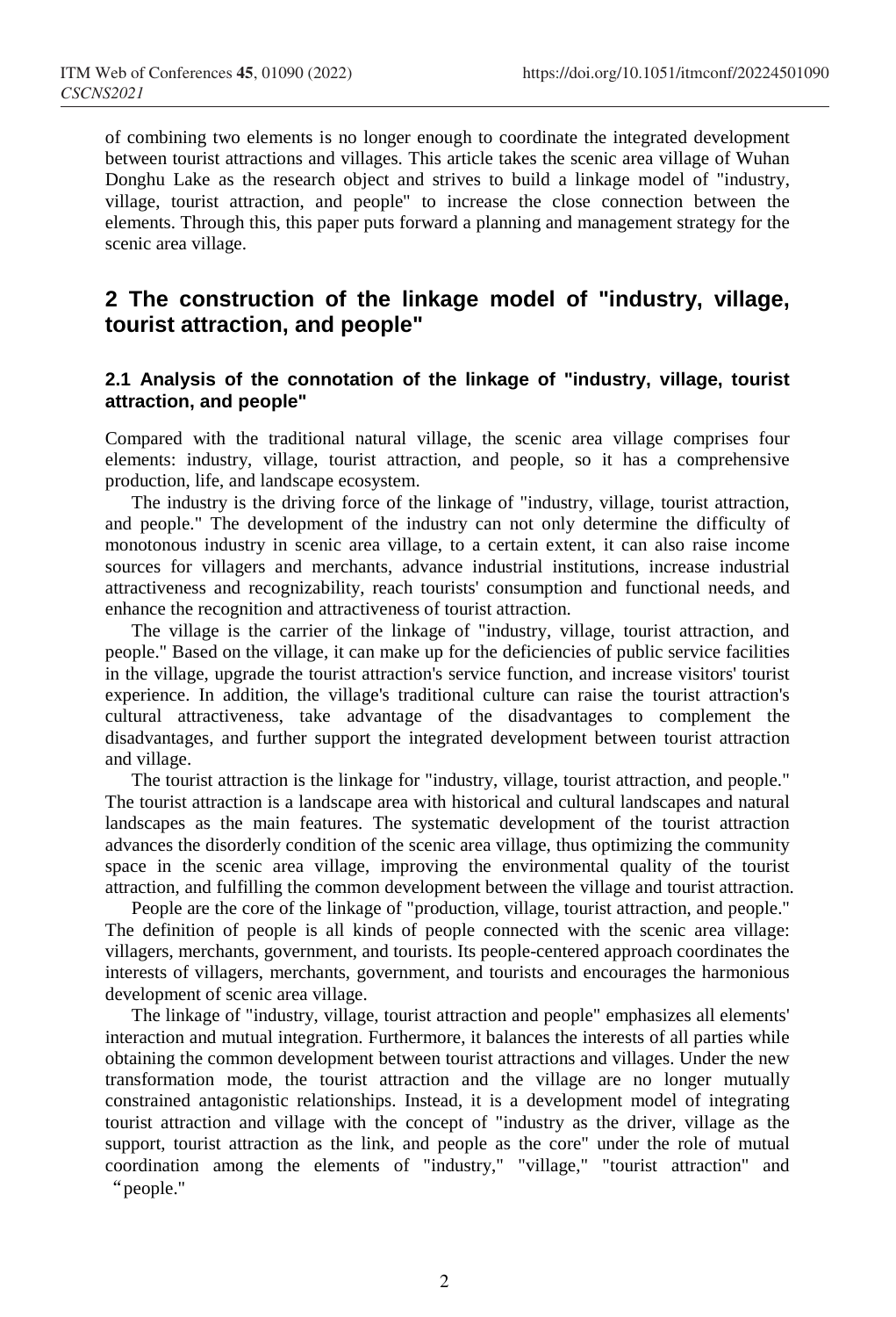of combining two elements is no longer enough to coordinate the integrated development between tourist attractions and villages. This article takes the scenic area village of Wuhan Donghu Lake as the research object and strives to build a linkage model of "industry, village, tourist attraction, and people" to increase the close connection between the elements. Through this, this paper puts forward a planning and management strategy for the scenic area village.

## 2 The construction of the linkage model of "industry, village, tourist attraction, and people"

### 2.1 Analysis of the connotation of the linkage of "industry, village, tourist attraction, and people"

Compared with the traditional natural village, the scenic area village comprises four elements: industry, village, tourist attraction, and people, so it has a comprehensive production, life, and landscape ecosystem.

The industry is the driving force of the linkage of "industry, village, tourist attraction, and people." The development of the industry can not only determine the difficulty of monotonous industry in scenic area village, to a certain extent, it can also raise income sources for villagers and merchants, advance industrial institutions, increase industrial attractiveness and recognizability, reach tourists' consumption and functional needs, and enhance the recognition and attractiveness of tourist attraction.

The village is the carrier of the linkage of "industry, village, tourist attraction, and people." Based on the village, it can make up for the deficiencies of public service facilities in the village, upgrade the tourist attraction's service function, and increase visitors' tourist experience. In addition, the village's traditional culture can raise the tourist attraction's cultural attractiveness, take advantage of the disadvantages to complement the disadvantages, and further support the integrated development between tourist attraction and village.

The tourist attraction is the linkage for "industry, village, tourist attraction, and people." The tourist attraction is a landscape area with historical and cultural landscapes and natural landscapes as the main features. The systematic development of the tourist attraction advances the disorderly condition of the scenic area village, thus optimizing the community space in the scenic area village, improving the environmental quality of the tourist attraction, and fulfilling the common development between the village and tourist attraction.

People are the core of the linkage of "production, village, tourist attraction, and people." The definition of people is all kinds of people connected with the scenic area village: villagers, merchants, government, and tourists. Its people-centered approach coordinates the interests of villagers, merchants, government, and tourists and encourages the harmonious development of scenic area village.

The linkage of "industry, village, tourist attraction and people" emphasizes all elements' interaction and mutual integration. Furthermore, it balances the interests of all parties while obtaining the common development between tourist attractions and villages. Under the new transformation mode, the tourist attraction and the village are no longer mutually constrained antagonistic relationships. Instead, it is a development model of integrating tourist attraction and village with the concept of "industry as the driver, village as the support, tourist attraction as the link, and people as the core" under the role of mutual coordination among the elements of "industry," "village," "tourist attraction" and "people."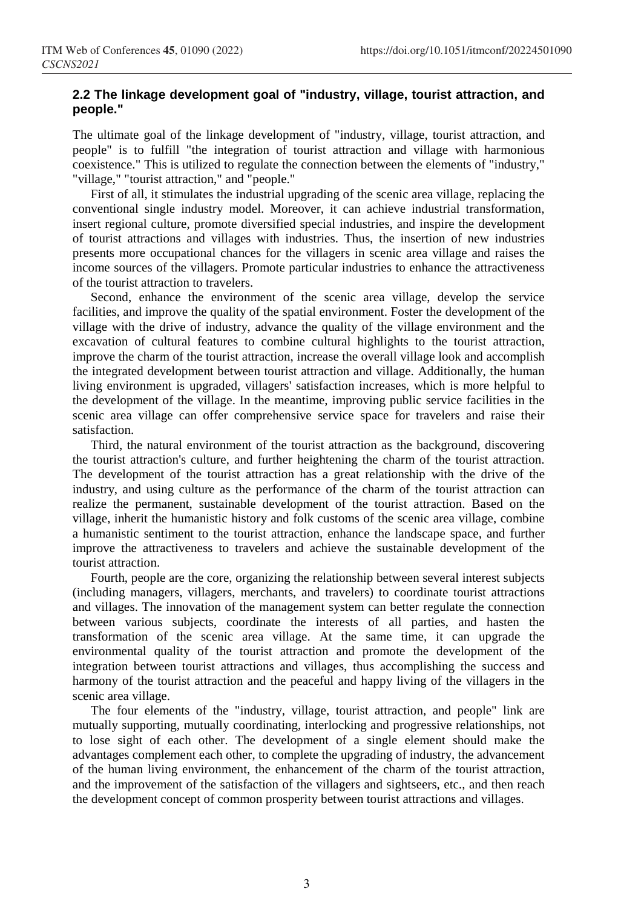### 2.2 The linkage development goal of "industry, village, tourist attraction, and people."

The ultimate goal of the linkage development of "industry, village, tourist attraction, and people" is to fulfill "the integration of tourist attraction and village with harmonious coexistence." This is utilized to regulate the connection between the elements of "industry," "village," "tourist attraction," and "people."

First of all, it stimulates the industrial upgrading of the scenic area village, replacing the conventional single industry model. Moreover, it can achieve industrial transformation, insert regional culture, promote diversified special industries, and inspire the development of tourist attractions and villages with industries. Thus, the insertion of new industries presents more occupational chances for the villagers in scenic area village and raises the income sources of the villagers. Promote particular industries to enhance the attractiveness of the tourist attraction to travelers.

Second, enhance the environment of the scenic area village, develop the service facilities, and improve the quality of the spatial environment. Foster the development of the village with the drive of industry, advance the quality of the village environment and the excavation of cultural features to combine cultural highlights to the tourist attraction, improve the charm of the tourist attraction, increase the overall village look and accomplish the integrated development between tourist attraction and village. Additionally, the human living environment is upgraded, villagers' satisfaction increases, which is more helpful to the development of the village. In the meantime, improving public service facilities in the scenic area village can offer comprehensive service space for travelers and raise their satisfaction.

Third, the natural environment of the tourist attraction as the background, discovering the tourist attraction's culture, and further heightening the charm of the tourist attraction. The development of the tourist attraction has a great relationship with the drive of the industry, and using culture as the performance of the charm of the tourist attraction can realize the permanent, sustainable development of the tourist attraction. Based on the village, inherit the humanistic history and folk customs of the scenic area village, combine a humanistic sentiment to the tourist attraction, enhance the landscape space, and further improve the attractiveness to travelers and achieve the sustainable development of the tourist attraction.

Fourth, people are the core, organizing the relationship between several interest subjects (including managers, villagers, merchants, and travelers) to coordinate tourist attractions and villages. The innovation of the management system can better regulate the connection between various subjects, coordinate the interests of all parties, and hasten the transformation of the scenic area village. At the same time, it can upgrade the environmental quality of the tourist attraction and promote the development of the integration between tourist attractions and villages, thus accomplishing the success and harmony of the tourist attraction and the peaceful and happy living of the villagers in the scenic area village.

The four elements of the "industry, village, tourist attraction, and people" link are mutually supporting, mutually coordinating, interlocking and progressive relationships, not to lose sight of each other. The development of a single element should make the advantages complement each other, to complete the upgrading of industry, the advancement of the human living environment, the enhancement of the charm of the tourist attraction, and the improvement of the satisfaction of the villagers and sightseers, etc., and then reach the development concept of common prosperity between tourist attractions and villages.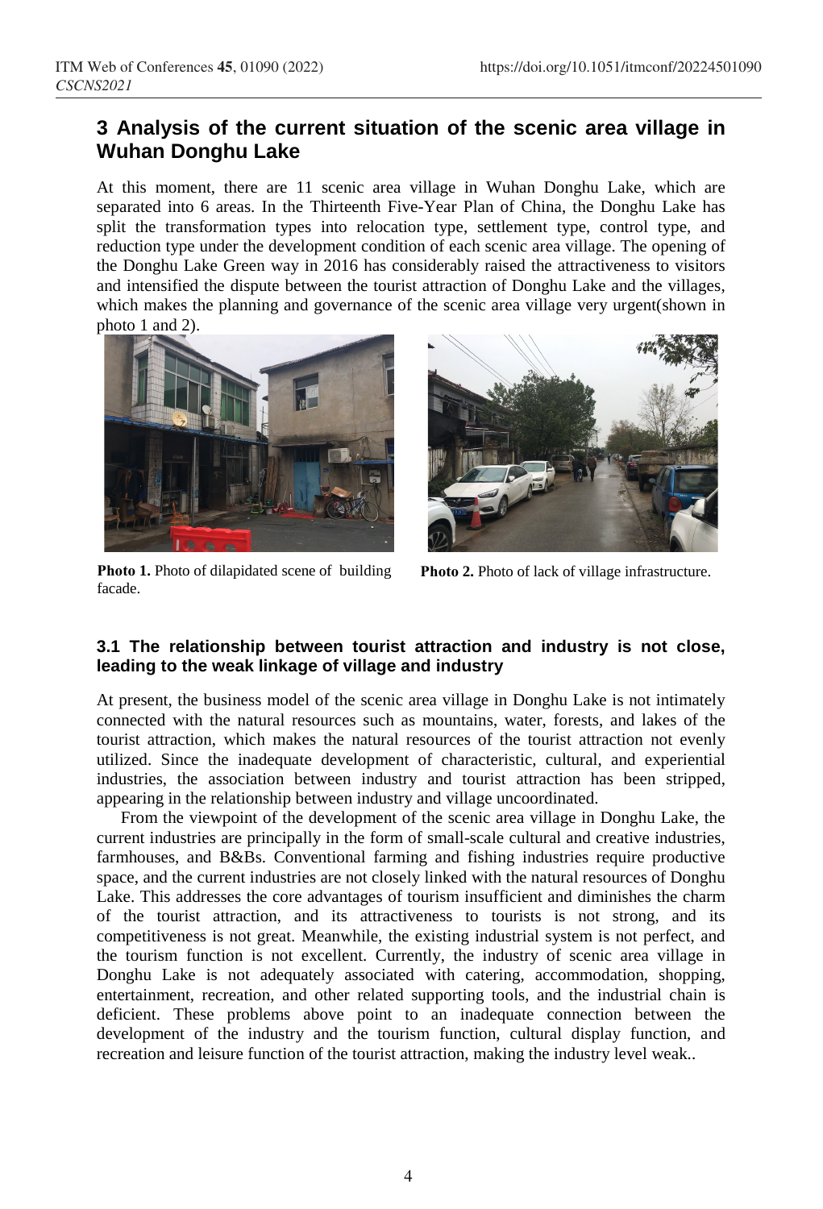## 3 Analysis of the current situation of the scenic area village in Wuhan Donghu Lake

At this moment, there are 11 scenic area village in Wuhan Donghu Lake, which are separated into 6 areas. In the Thirteenth Five-Year Plan of China, the Donghu Lake has split the transformation types into relocation type, settlement type, control type, and reduction type under the development condition of each scenic area village. The opening of the Donghu Lake Green way in 2016 has considerably raised the attractiveness to visitors and intensified the dispute between the tourist attraction of Donghu Lake and the villages, which makes the planning and governance of the scenic area village very urgent(shown in photo 1 and 2).

**Photo 1.** Photo of dilapidated scene of building facade.

**Photo 2.** Photo of lack of village infrastructure.

### 3.1 The relationship between tourist attraction and industry is not close, leading to the weak linkage of village and industry

At present, the business model of the scenic area village in Donghu Lake is not intimately connected with the natural resources such as mountains, water, forests, and lakes of the tourist attraction, which makes the natural resources of the tourist attraction not evenly utilized. Since the inadequate development of characteristic, cultural, and experiential industries, the association between industry and tourist attraction has been stripped, appearing in the relationship between industry and village uncoordinated.

From the viewpoint of the development of the scenic area village in Donghu Lake, the current industries are principally in the form of small-scale cultural and creative industries, farmhouses, and B&Bs. Conventional farming and fishing industries require productive space, and the current industries are not closely linked with the natural resources of Donghu Lake. This addresses the core advantages of tourism insufficient and diminishes the charm of the tourist attraction, and its attractiveness to tourists is not strong, and its competitiveness is not great. Meanwhile, the existing industrial system is not perfect, and the tourism function is not excellent. Currently, the industry of scenic area village in Donghu Lake is not adequately associated with catering, accommodation, shopping, entertainment, recreation, and other related supporting tools, and the industrial chain is deficient. These problems above point to an inadequate connection between the development of the industry and the tourism function, cultural display function, and recreation and leisure function of the tourist attraction, making the industry level weak..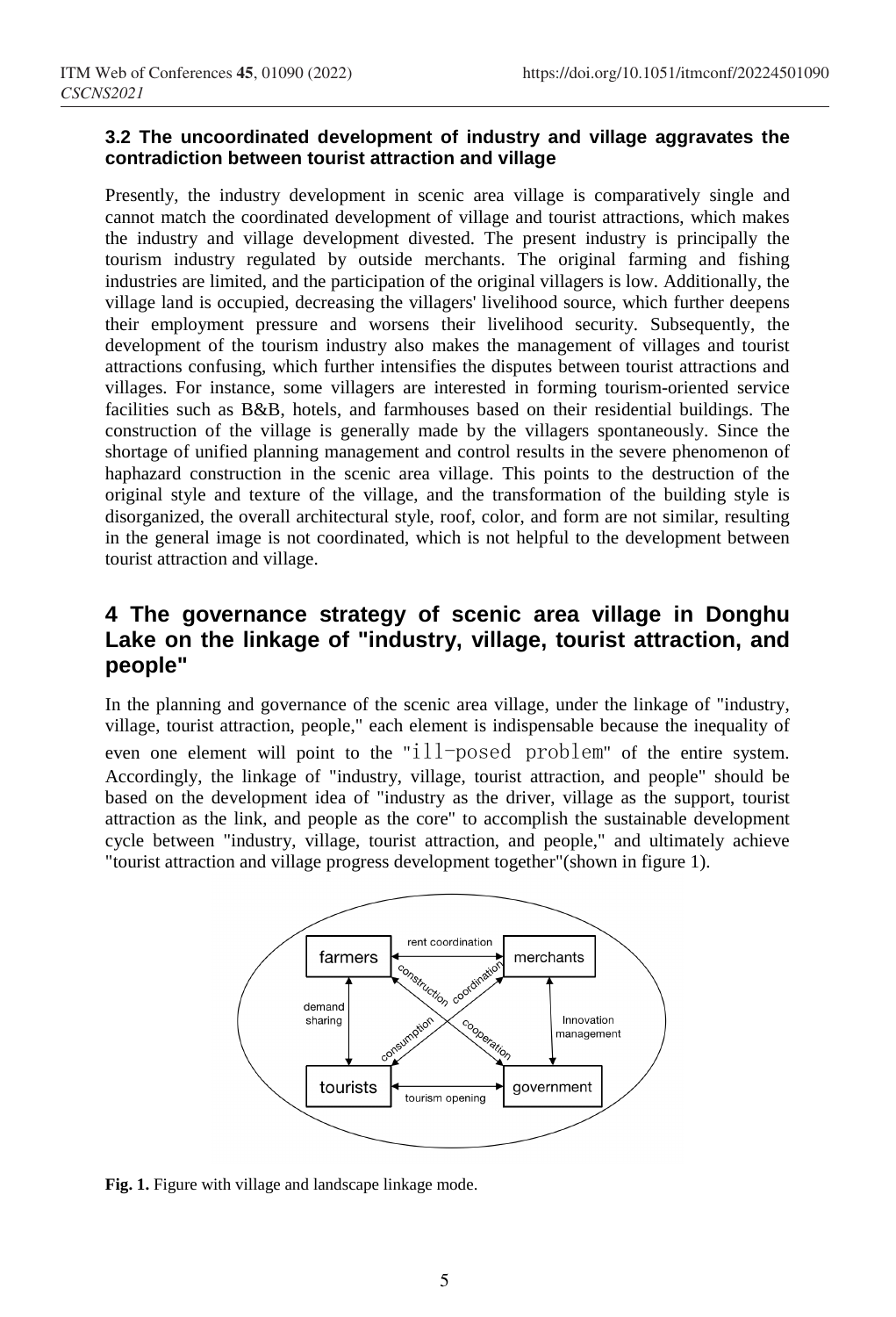### 3.2 The uncoordinated development of industry and village aggravates the contradiction between tourist attraction and village

Presently, the industry development in scenic area village is comparatively single and cannot match the coordinated development of village and tourist attractions, which makes the industry and village development divested. The present industry is principally the tourism industry regulated by outside merchants. The original farming and fishing industries are limited, and the participation of the original villagers is low. Additionally, the village land is occupied, decreasing the villagers' livelihood source, which further deepens their employment pressure and worsens their livelihood security. Subsequently, the development of the tourism industry also makes the management of villages and tourist attractions confusing, which further intensifies the disputes between tourist attractions and villages. For instance, some villagers are interested in forming tourism-oriented service facilities such as B&B, hotels, and farmhouses based on their residential buildings. The construction of the village is generally made by the villagers spontaneously. Since the shortage of unified planning management and control results in the severe phenomenon of haphazard construction in the scenic area village. This points to the destruction of the original style and texture of the village, and the transformation of the building style is disorganized, the overall architectural style, roof, color, and form are not similar, resulting in the general image is not coordinated, which is not helpful to the development between tourist attraction and village.

## 4 The governance strategy of scenic area village in Donghu Lake on the linkage of "industry, village, tourist attraction, and people"

In the planning and governance of the scenic area village, under the linkage of "industry, village, tourist attraction, people," each element is indispensable because the inequality of even one element will point to the "ill-posed problem" of the entire system. Accordingly, the linkage of "industry, village, tourist attraction, and people" should be based on the development idea of "industry as the driver, village as the support, tourist attraction as the link, and people as the core" to accomplish the sustainable development cycle between "industry, village, tourist attraction, and people," and ultimately achieve "tourist attraction and village progress development together"(shown in figure 1).

**Fig. 1.** Figure with village and landscape linkage mode.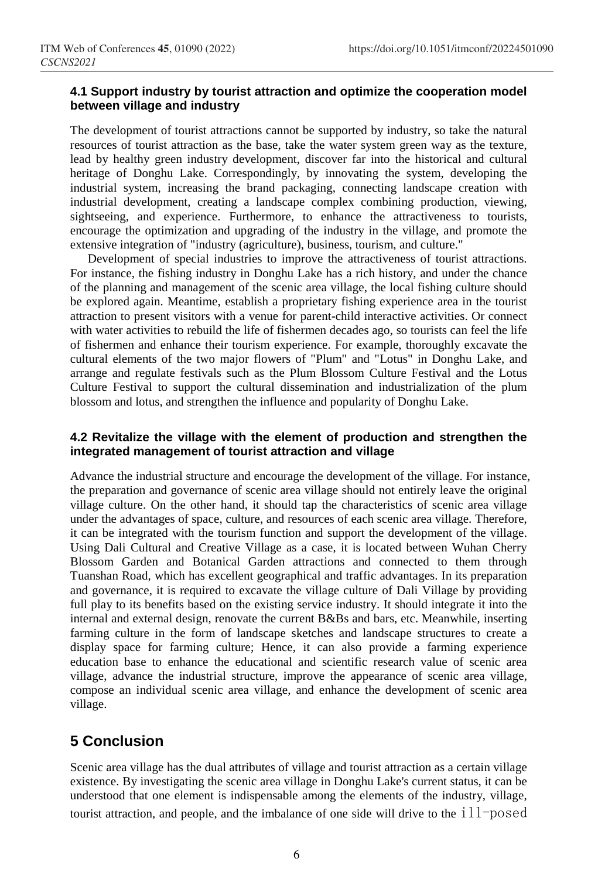### 4.1 Support industry by tourist attraction and optimize the cooperation model between village and industry

The development of tourist attractions cannot be supported by industry, so take the natural resources of tourist attraction as the base, take the water system green way as the texture, lead by healthy green industry development, discover far into the historical and cultural heritage of Donghu Lake. Correspondingly, by innovating the system, developing the industrial system, increasing the brand packaging, connecting landscape creation with industrial development, creating a landscape complex combining production, viewing, sightseeing, and experience. Furthermore, to enhance the attractiveness to tourists, encourage the optimization and upgrading of the industry in the village, and promote the extensive integration of "industry (agriculture), business, tourism, and culture."

Development of special industries to improve the attractiveness of tourist attractions. For instance, the fishing industry in Donghu Lake has a rich history, and under the chance of the planning and management of the scenic area village, the local fishing culture should be explored again. Meantime, establish a proprietary fishing experience area in the tourist attraction to present visitors with a venue for parent-child interactive activities. Or connect with water activities to rebuild the life of fishermen decades ago, so tourists can feel the life of fishermen and enhance their tourism experience. For example, thoroughly excavate the cultural elements of the two major flowers of "Plum" and "Lotus" in Donghu Lake, and arrange and regulate festivals such as the Plum Blossom Culture Festival and the Lotus Culture Festival to support the cultural dissemination and industrialization of the plum blossom and lotus, and strengthen the influence and popularity of Donghu Lake.

### 4.2 Revitalize the village with the element of production and strengthen the integrated management of tourist attraction and village

Advance the industrial structure and encourage the development of the village. For instance, the preparation and governance of scenic area village should not entirely leave the original village culture. On the other hand, it should tap the characteristics of scenic area village under the advantages of space, culture, and resources of each scenic area village. Therefore, it can be integrated with the tourism function and support the development of the village. Using Dali Cultural and Creative Village as a case, it is located between Wuhan Cherry Blossom Garden and Botanical Garden attractions and connected to them through Tuanshan Road, which has excellent geographical and traffic advantages. In its preparation and governance, it is required to excavate the village culture of Dali Village by providing full play to its benefits based on the existing service industry. It should integrate it into the internal and external design, renovate the current B&Bs and bars, etc. Meanwhile, inserting farming culture in the form of landscape sketches and landscape structures to create a display space for farming culture; Hence, it can also provide a farming experience education base to enhance the educational and scientific research value of scenic area village, advance the industrial structure, improve the appearance of scenic area village, compose an individual scenic area village, and enhance the development of scenic area village.

## 5 Conclusion

Scenic area village has the dual attributes of village and tourist attraction as a certain village existence. By investigating the scenic area village in Donghu Lake's current status, it can be understood that one element is indispensable among the elements of the industry, village, tourist attraction, and people, and the imbalance of one side will drive to the ill-posed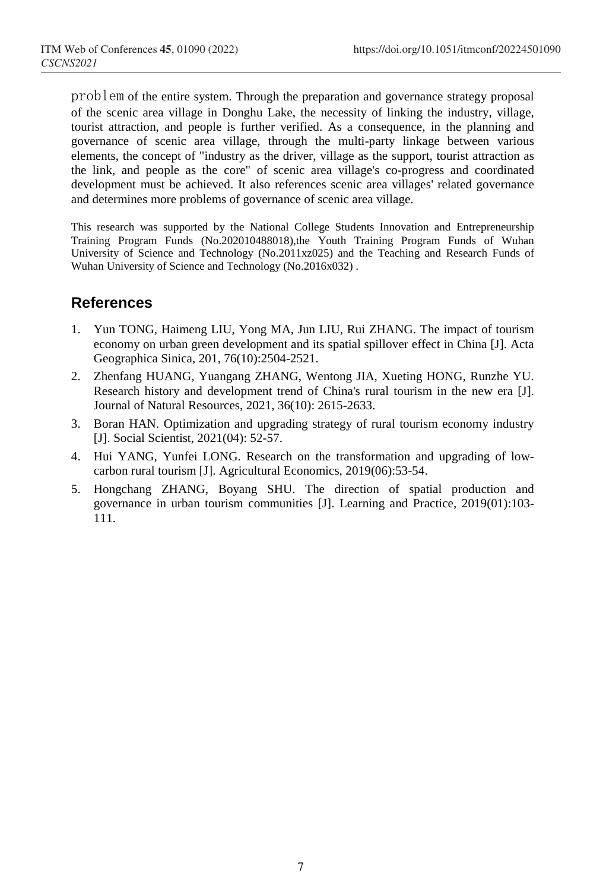problem of the entire system. Through the preparation and governance strategy proposal of the scenic area village in Donghu Lake, the necessity of linking the industry, village, tourist attraction, and people is further verified. As a consequence, in the planning and governance of scenic area village, through the multi-party linkage between various elements, the concept of "industry as the driver, village as the support, tourist attraction as the link, and people as the core" of scenic area village's co-progress and coordinated development must be achieved. It also references scenic area villages' related governance and determines more problems of governance of scenic area village.

This research was supported by the National College Students Innovation and Entrepreneurship Training Program Funds (No.202010488018),the Youth Training Program Funds of Wuhan University of Science and Technology (No.2011xz025) and the Teaching and Research Funds of Wuhan University of Science and Technology (No.2016x032) .

## References

1. Yun TONG, Haimeng LIU, Yong MA, Jun LIU, Rui ZHANG. The impact of tourism economy on urban green development and its spatial spillover effect in China [J]. Acta Geographica Sinica, 201, 76(10):2504-2521.
2. Zhenfang HUANG, Yuangang ZHANG, Wentong JIA, Xueting HONG, Runzhe YU. Research history and development trend of China's rural tourism in the new era [J]. Journal of Natural Resources, 2021, 36(10): 2615-2633.
3. Boran HAN. Optimization and upgrading strategy of rural tourism economy industry [J]. Social Scientist, 2021(04): 52-57.
4. Hui YANG, Yunfei LONG. Research on the transformation and upgrading of low-carbon rural tourism [J]. Agricultural Economics, 2019(06):53-54.
5. Hongchang ZHANG, Boyang SHU. The direction of spatial production and governance in urban tourism communities [J]. Learning and Practice, 2019(01):103-111.